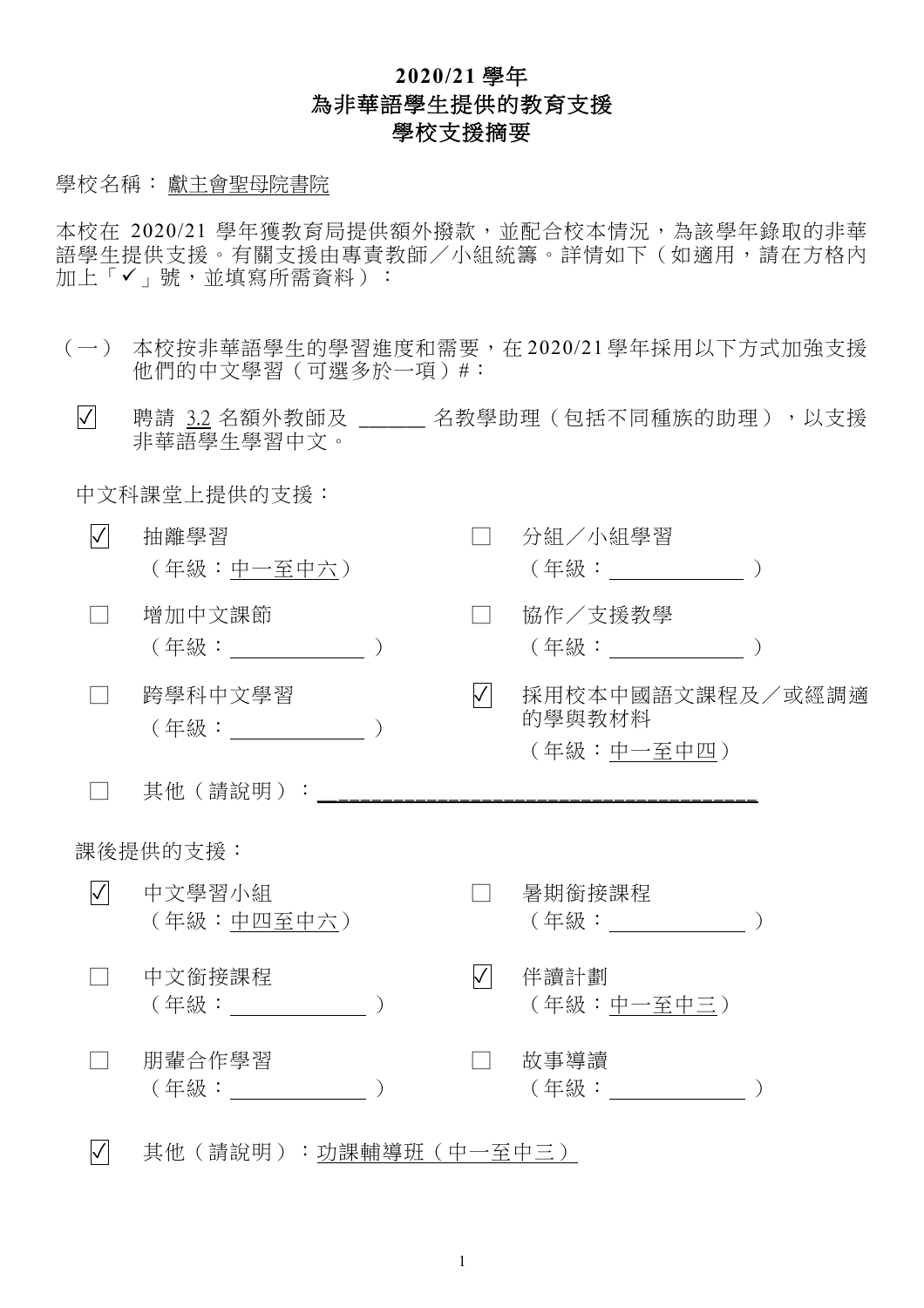# 2020/21 學年
# 為非華語學生提供的教育支援
# 學校支援摘要

學校名稱： 獻主會聖母院書院

本校在 2020/21 學年獲教育局提供額外撥款，並配合校本情況，為該學年錄取的非華語學生提供支援。有關支援由專責教師／小組統籌。詳情如下（如適用，請在方格內加上「✓」號，並填寫所需資料）：

（一） 本校按非華語學生的學習進度和需要，在 2020/21 學年採用以下方式加強支援他們的中文學習（可選多於一項）#：

☑ 聘請 3.2 名額外教師及 ______ 名教學助理（包括不同種族的助理），以支援非華語學生學習中文。

中文科課堂上提供的支援：

☑ 抽離學習（年級：中一至中六）

☐ 分組／小組學習（年級：______）

☐ 增加中文課節（年級：______）

☐ 協作／支援教學（年級：______）

☐ 跨學科中文學習（年級：______）

☑ 採用校本中國語文課程及／或經調適的學與教材料（年級：中一至中四）

☐ 其他（請說明）：______

課後提供的支援：

☑ 中文學習小組（年級：中四至中六）

☐ 暑期銜接課程（年級：______）

☐ 中文銜接課程（年級：______）

☑ 伴讀計劃（年級：中一至中三）

☐ 朋輩合作學習（年級：______）

☐ 故事導讀（年級：______）

☑ 其他（請說明）：功課輔導班（中一至中三）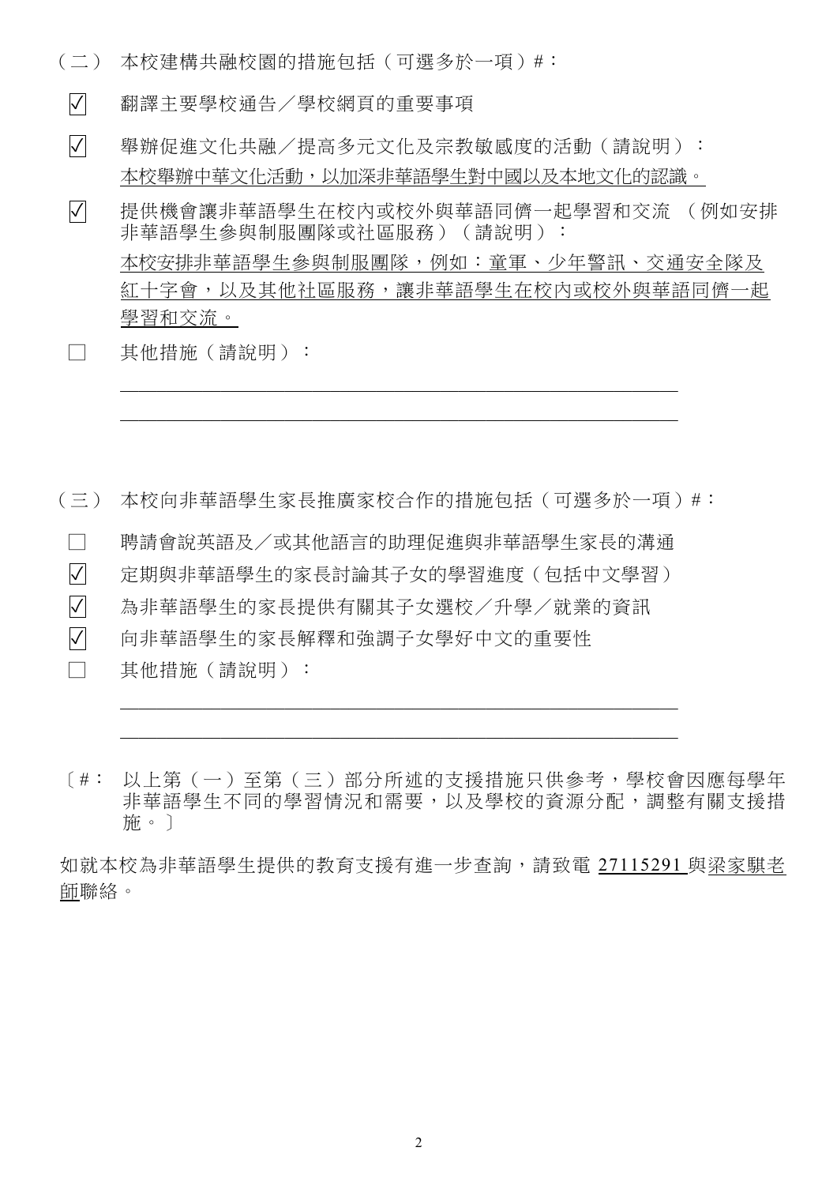（二） 本校建構共融校園的措施包括（可選多於一項）#：

- ☑ 翻譯主要學校通告／學校網頁的重要事項
- ☑ 舉辦促進文化共融／提高多元文化及宗教敏感度的活動（請說明）：
  本校舉辦中華文化活動，以加深非華語學生對中國以及本地文化的認識。
- ☑ 提供機會讓非華語學生在校內或校外與華語同儕一起學習和交流 （例如安排非華語學生參與制服團隊或社區服務）（請說明）：
  本校安排非華語學生參與制服團隊，例如：童軍、少年警訊、交通安全隊及紅十字會，以及其他社區服務，讓非華語學生在校內或校外與華語同儕一起學習和交流。
- ☐ 其他措施（請說明）：
  ______________________________________________
  ______________________________________________

（三） 本校向非華語學生家長推廣家校合作的措施包括（可選多於一項）#：

- ☐ 聘請會說英語及／或其他語言的助理促進與非華語學生家長的溝通
- ☑ 定期與非華語學生的家長討論其子女的學習進度（包括中文學習）
- ☑ 為非華語學生的家長提供有關其子女選校／升學／就業的資訊
- ☑ 向非華語學生的家長解釋和強調子女學好中文的重要性
- ☐ 其他措施（請說明）：
  ______________________________________________
  ______________________________________________

〔#： 以上第（一）至第（三）部分所述的支援措施只供參考，學校會因應每學年非華語學生不同的學習情況和需要，以及學校的資源分配，調整有關支援措施。〕

如就本校為非華語學生提供的教育支援有進一步查詢，請致電 27115291 與梁家騏老師聯絡。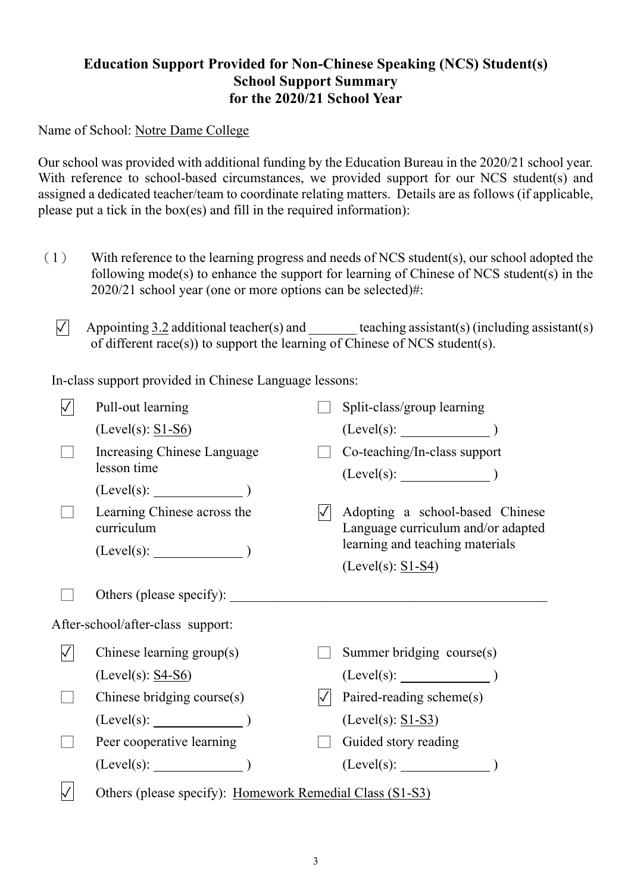## Education Support Provided for Non-Chinese Speaking (NCS) Student(s)
## School Support Summary
## for the 2020/21 School Year

Name of School: Notre Dame College

Our school was provided with additional funding by the Education Bureau in the 2020/21 school year. With reference to school-based circumstances, we provided support for our NCS student(s) and assigned a dedicated teacher/team to coordinate relating matters. Details are as follows (if applicable, please put a tick in the box(es) and fill in the required information):

(1) With reference to the learning progress and needs of NCS student(s), our school adopted the following mode(s) to enhance the support for learning of Chinese of NCS student(s) in the 2020/21 school year (one or more options can be selected)#:

☑ Appointing 3.2 additional teacher(s) and ______ teaching assistant(s) (including assistant(s) of different race(s)) to support the learning of Chinese of NCS student(s).

In-class support provided in Chinese Language lessons:

- ☑ Pull-out learning (Level(s): S1-S6)
- ☐ Split-class/group learning (Level(s): ______ )
- ☐ Increasing Chinese Language lesson time (Level(s): ______ )
- ☐ Co-teaching/In-class support (Level(s): ______ )
- ☐ Learning Chinese across the curriculum (Level(s): ______ )
- ☑ Adopting a school-based Chinese Language curriculum and/or adapted learning and teaching materials (Level(s): S1-S4)
- ☐ Others (please specify): ______

After-school/after-class support:

- ☑ Chinese learning group(s) (Level(s): S4-S6)
- ☐ Summer bridging course(s) (Level(s): ______ )
- ☐ Chinese bridging course(s) (Level(s): ______ )
- ☑ Paired-reading scheme(s) (Level(s): S1-S3)
- ☐ Peer cooperative learning (Level(s): ______ )
- ☐ Guided story reading (Level(s): ______ )
- ☑ Others (please specify): Homework Remedial Class (S1-S3)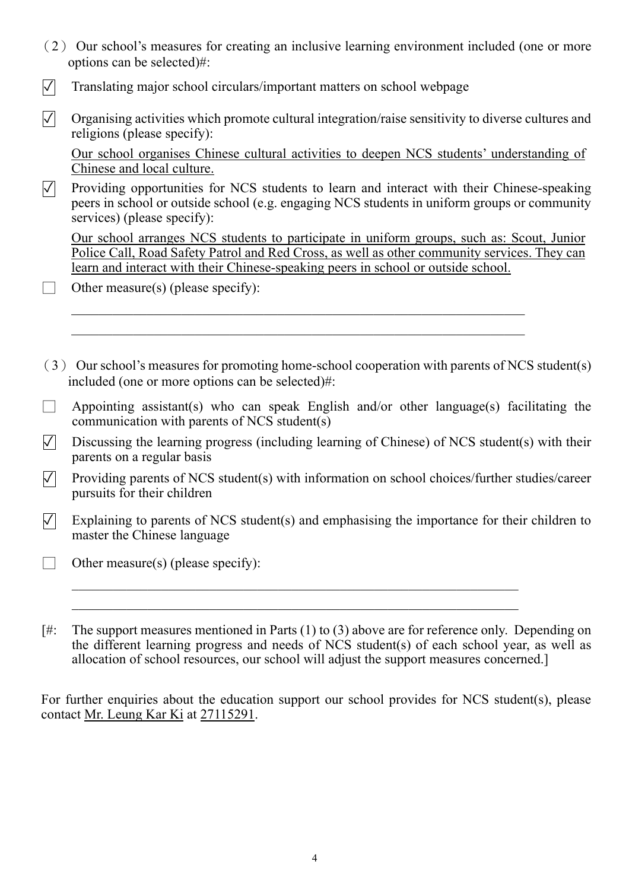（2）Our school's measures for creating an inclusive learning environment included (one or more options can be selected)#:

☑ Translating major school circulars/important matters on school webpage

☑ Organising activities which promote cultural integration/raise sensitivity to diverse cultures and religions (please specify):

<u>Our school organises Chinese cultural activities to deepen NCS students' understanding of Chinese and local culture.</u>

☑ Providing opportunities for NCS students to learn and interact with their Chinese-speaking peers in school or outside school (e.g. engaging NCS students in uniform groups or community services) (please specify):

<u>Our school arranges NCS students to participate in uniform groups, such as: Scout, Junior Police Call, Road Safety Patrol and Red Cross, as well as other community services. They can learn and interact with their Chinese-speaking peers in school or outside school.</u>

☐ Other measure(s) (please specify):

________________________________________________________________

________________________________________________________________

（3）Our school's measures for promoting home-school cooperation with parents of NCS student(s) included (one or more options can be selected)#:

☐ Appointing assistant(s) who can speak English and/or other language(s) facilitating the communication with parents of NCS student(s)

☑ Discussing the learning progress (including learning of Chinese) of NCS student(s) with their parents on a regular basis

☑ Providing parents of NCS student(s) with information on school choices/further studies/career pursuits for their children

☑ Explaining to parents of NCS student(s) and emphasising the importance for their children to master the Chinese language

☐ Other measure(s) (please specify):

________________________________________________________________

________________________________________________________________

[#: The support measures mentioned in Parts (1) to (3) above are for reference only. Depending on the different learning progress and needs of NCS student(s) of each school year, as well as allocation of school resources, our school will adjust the support measures concerned.]

For further enquiries about the education support our school provides for NCS student(s), please contact <u>Mr. Leung Kar Ki</u> at <u>27115291</u>.